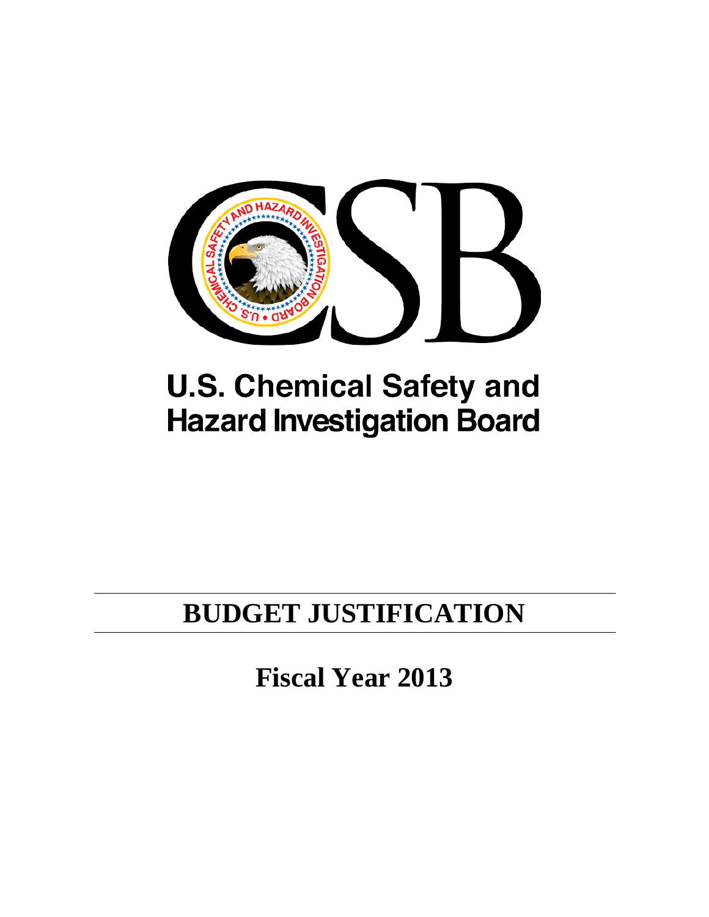# U.S. Chemical Safety and Hazard Investigation Board

# BUDGET JUSTIFICATION

## Fiscal Year 2013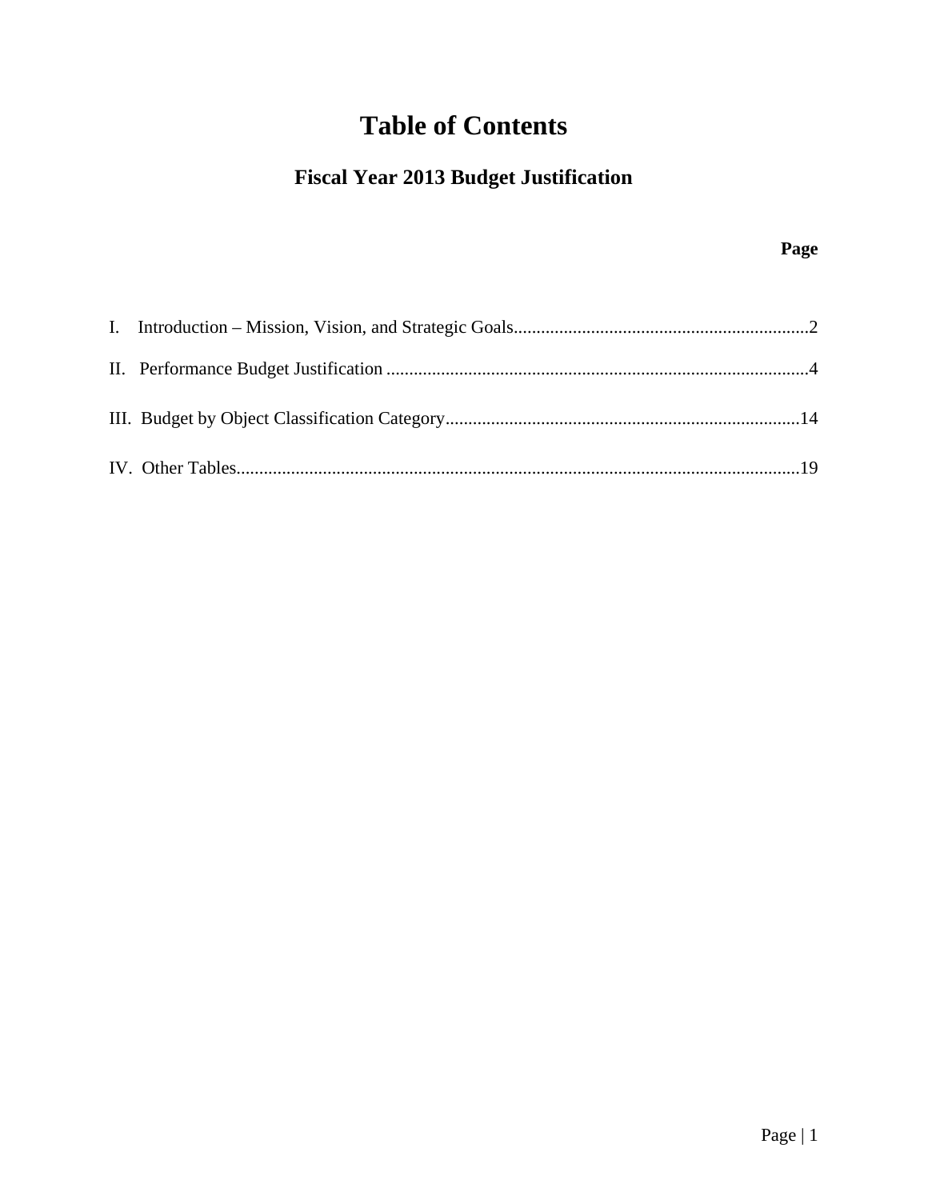# Table of Contents

## Fiscal Year 2013 Budget Justification

| | Page |
|---|---|
| I. Introduction – Mission, Vision, and Strategic Goals | 2 |
| II. Performance Budget Justification | 4 |
| III. Budget by Object Classification Category | 14 |
| IV. Other Tables | 19 |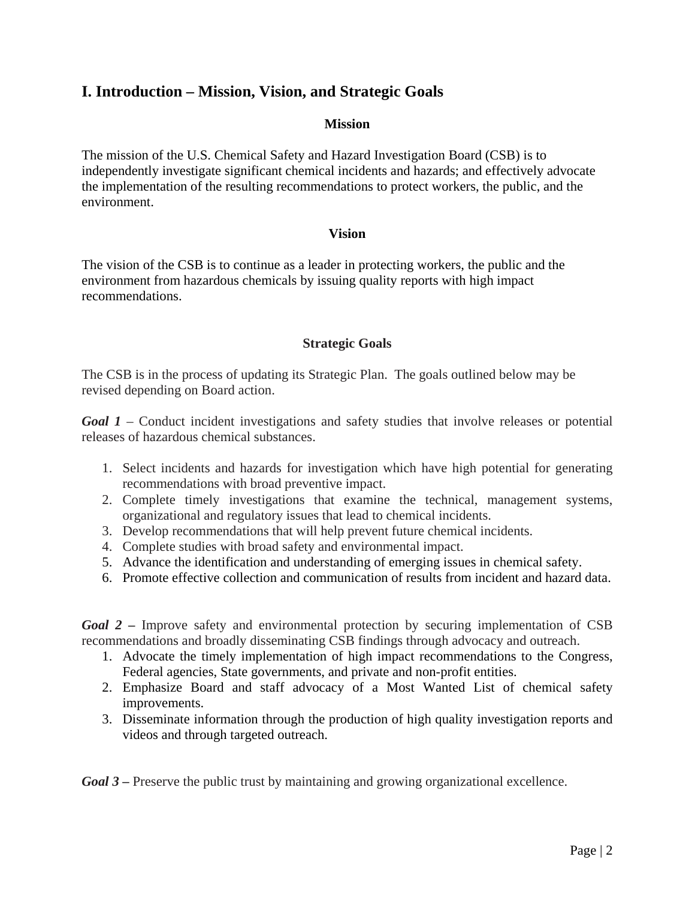## I. Introduction – Mission, Vision, and Strategic Goals

### Mission

The mission of the U.S. Chemical Safety and Hazard Investigation Board (CSB) is to independently investigate significant chemical incidents and hazards; and effectively advocate the implementation of the resulting recommendations to protect workers, the public, and the environment.

### Vision

The vision of the CSB is to continue as a leader in protecting workers, the public and the environment from hazardous chemicals by issuing quality reports with high impact recommendations.

### Strategic Goals

The CSB is in the process of updating its Strategic Plan. The goals outlined below may be revised depending on Board action.

***Goal 1*** – Conduct incident investigations and safety studies that involve releases or potential releases of hazardous chemical substances.

1. Select incidents and hazards for investigation which have high potential for generating recommendations with broad preventive impact.
2. Complete timely investigations that examine the technical, management systems, organizational and regulatory issues that lead to chemical incidents.
3. Develop recommendations that will help prevent future chemical incidents.
4. Complete studies with broad safety and environmental impact.
5. Advance the identification and understanding of emerging issues in chemical safety.
6. Promote effective collection and communication of results from incident and hazard data.

***Goal 2*** **–** Improve safety and environmental protection by securing implementation of CSB recommendations and broadly disseminating CSB findings through advocacy and outreach.

1. Advocate the timely implementation of high impact recommendations to the Congress, Federal agencies, State governments, and private and non-profit entities.
2. Emphasize Board and staff advocacy of a Most Wanted List of chemical safety improvements.
3. Disseminate information through the production of high quality investigation reports and videos and through targeted outreach.

***Goal 3*** **–** Preserve the public trust by maintaining and growing organizational excellence.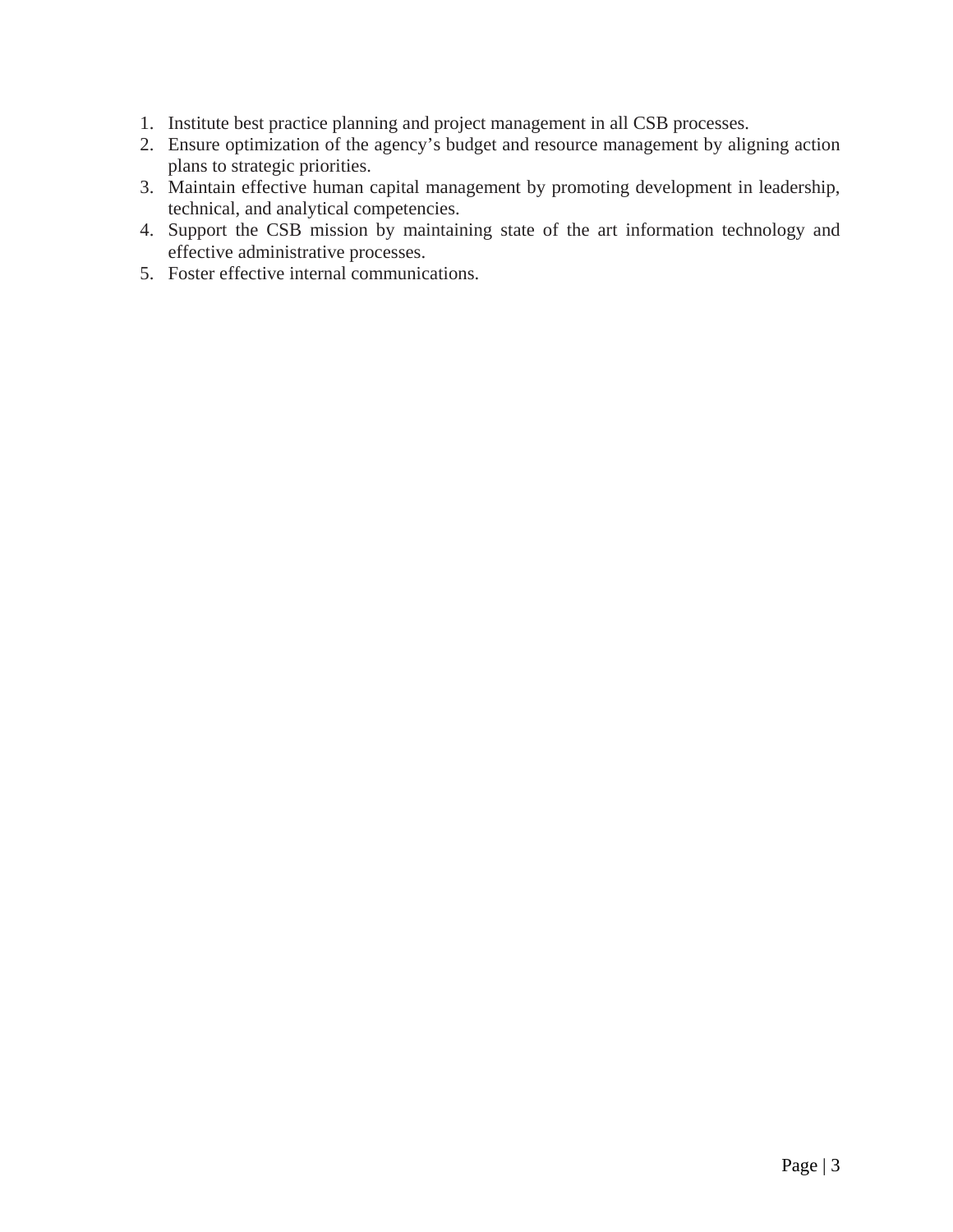1. Institute best practice planning and project management in all CSB processes.
2. Ensure optimization of the agency's budget and resource management by aligning action plans to strategic priorities.
3. Maintain effective human capital management by promoting development in leadership, technical, and analytical competencies.
4. Support the CSB mission by maintaining state of the art information technology and effective administrative processes.
5. Foster effective internal communications.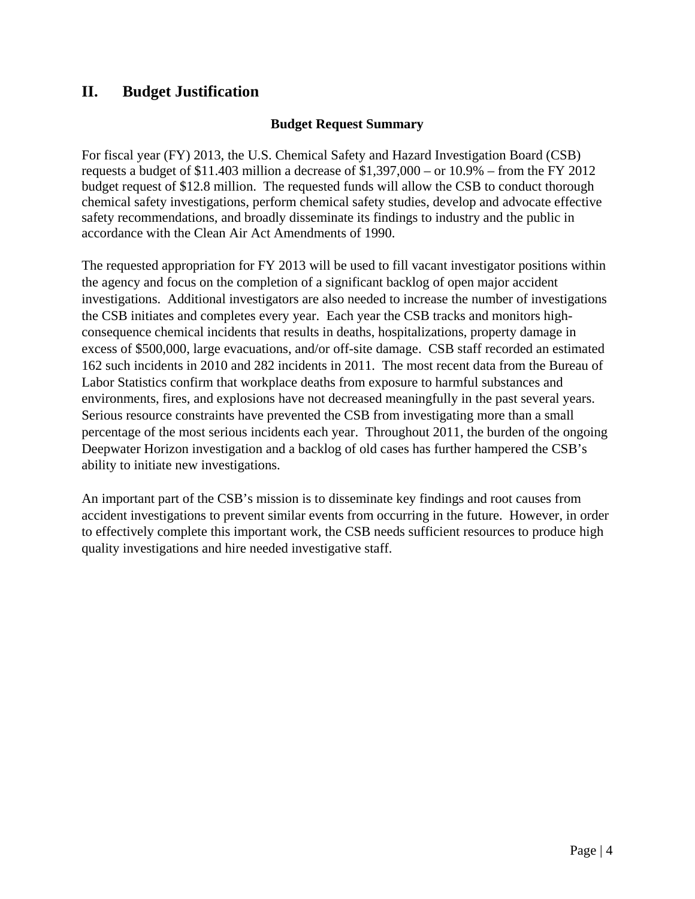## II. Budget Justification

### Budget Request Summary

For fiscal year (FY) 2013, the U.S. Chemical Safety and Hazard Investigation Board (CSB) requests a budget of $11.403 million a decrease of $1,397,000 – or 10.9% – from the FY 2012 budget request of $12.8 million. The requested funds will allow the CSB to conduct thorough chemical safety investigations, perform chemical safety studies, develop and advocate effective safety recommendations, and broadly disseminate its findings to industry and the public in accordance with the Clean Air Act Amendments of 1990.

The requested appropriation for FY 2013 will be used to fill vacant investigator positions within the agency and focus on the completion of a significant backlog of open major accident investigations. Additional investigators are also needed to increase the number of investigations the CSB initiates and completes every year. Each year the CSB tracks and monitors high-consequence chemical incidents that results in deaths, hospitalizations, property damage in excess of $500,000, large evacuations, and/or off-site damage. CSB staff recorded an estimated 162 such incidents in 2010 and 282 incidents in 2011. The most recent data from the Bureau of Labor Statistics confirm that workplace deaths from exposure to harmful substances and environments, fires, and explosions have not decreased meaningfully in the past several years. Serious resource constraints have prevented the CSB from investigating more than a small percentage of the most serious incidents each year. Throughout 2011, the burden of the ongoing Deepwater Horizon investigation and a backlog of old cases has further hampered the CSB's ability to initiate new investigations.

An important part of the CSB's mission is to disseminate key findings and root causes from accident investigations to prevent similar events from occurring in the future. However, in order to effectively complete this important work, the CSB needs sufficient resources to produce high quality investigations and hire needed investigative staff.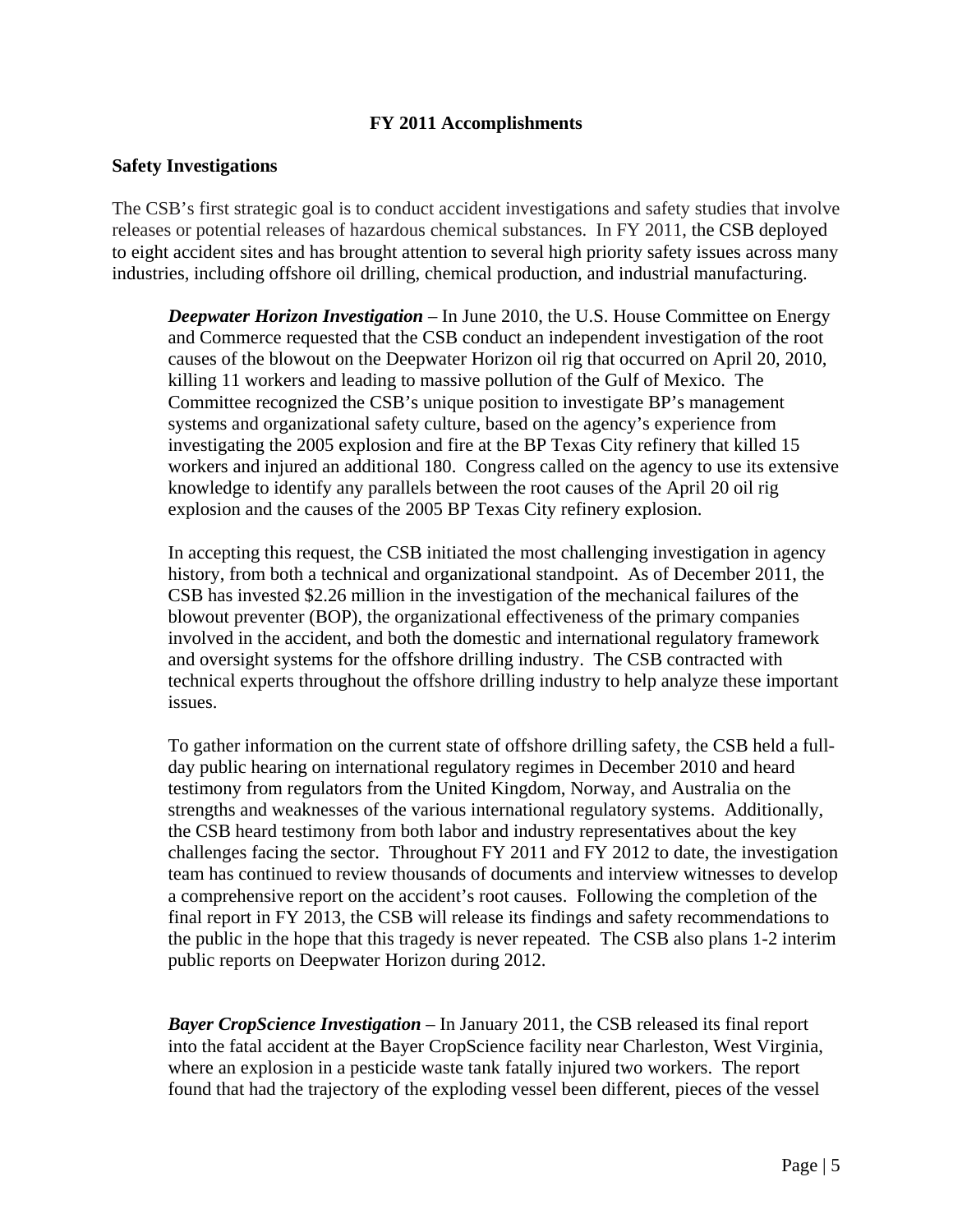## FY 2011 Accomplishments

### Safety Investigations

The CSB's first strategic goal is to conduct accident investigations and safety studies that involve releases or potential releases of hazardous chemical substances. In FY 2011, the CSB deployed to eight accident sites and has brought attention to several high priority safety issues across many industries, including offshore oil drilling, chemical production, and industrial manufacturing.

***Deepwater Horizon Investigation*** – In June 2010, the U.S. House Committee on Energy and Commerce requested that the CSB conduct an independent investigation of the root causes of the blowout on the Deepwater Horizon oil rig that occurred on April 20, 2010, killing 11 workers and leading to massive pollution of the Gulf of Mexico. The Committee recognized the CSB's unique position to investigate BP's management systems and organizational safety culture, based on the agency's experience from investigating the 2005 explosion and fire at the BP Texas City refinery that killed 15 workers and injured an additional 180. Congress called on the agency to use its extensive knowledge to identify any parallels between the root causes of the April 20 oil rig explosion and the causes of the 2005 BP Texas City refinery explosion.

In accepting this request, the CSB initiated the most challenging investigation in agency history, from both a technical and organizational standpoint. As of December 2011, the CSB has invested $2.26 million in the investigation of the mechanical failures of the blowout preventer (BOP), the organizational effectiveness of the primary companies involved in the accident, and both the domestic and international regulatory framework and oversight systems for the offshore drilling industry. The CSB contracted with technical experts throughout the offshore drilling industry to help analyze these important issues.

To gather information on the current state of offshore drilling safety, the CSB held a full-day public hearing on international regulatory regimes in December 2010 and heard testimony from regulators from the United Kingdom, Norway, and Australia on the strengths and weaknesses of the various international regulatory systems. Additionally, the CSB heard testimony from both labor and industry representatives about the key challenges facing the sector. Throughout FY 2011 and FY 2012 to date, the investigation team has continued to review thousands of documents and interview witnesses to develop a comprehensive report on the accident's root causes. Following the completion of the final report in FY 2013, the CSB will release its findings and safety recommendations to the public in the hope that this tragedy is never repeated. The CSB also plans 1-2 interim public reports on Deepwater Horizon during 2012.

***Bayer CropScience Investigation*** – In January 2011, the CSB released its final report into the fatal accident at the Bayer CropScience facility near Charleston, West Virginia, where an explosion in a pesticide waste tank fatally injured two workers. The report found that had the trajectory of the exploding vessel been different, pieces of the vessel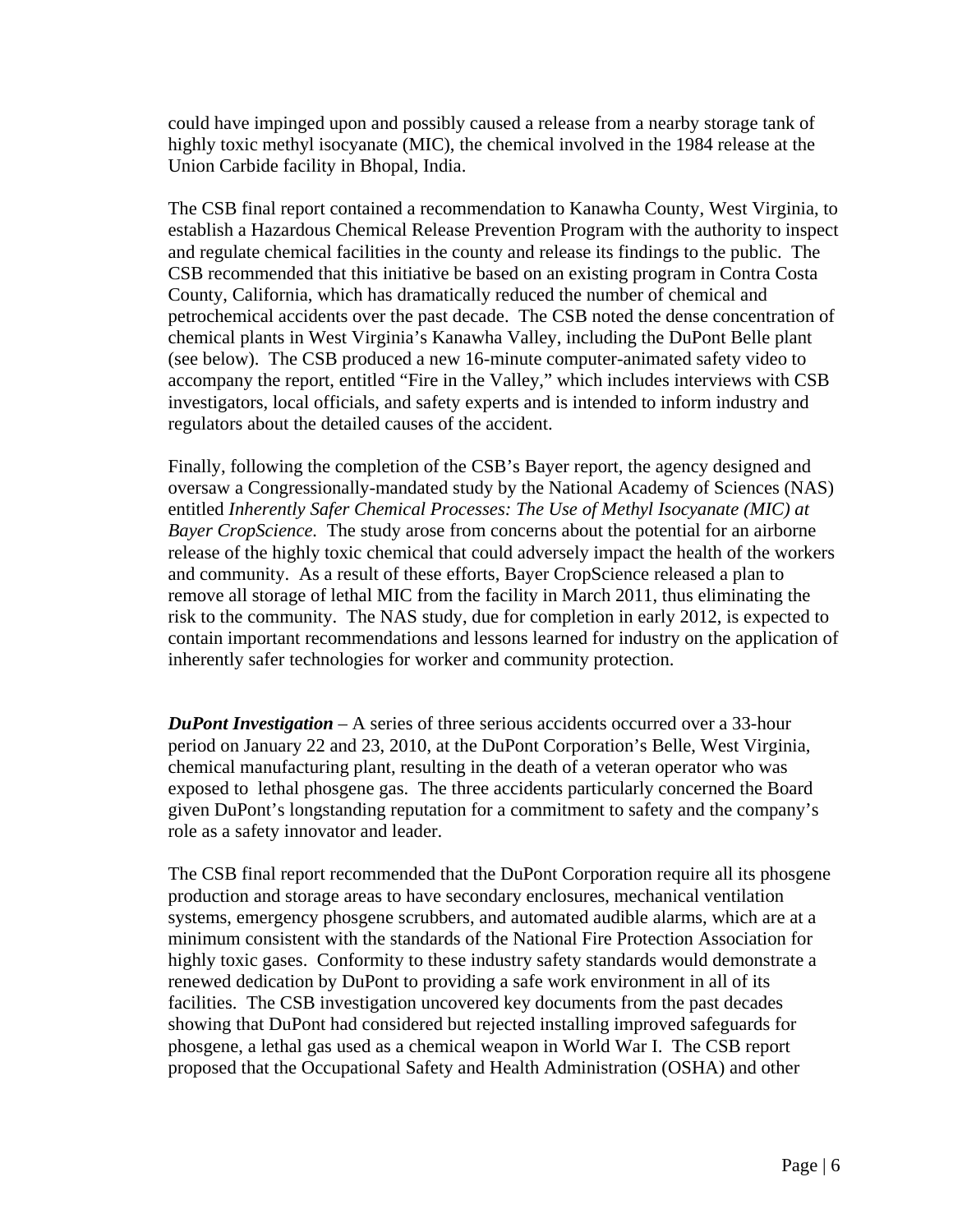could have impinged upon and possibly caused a release from a nearby storage tank of highly toxic methyl isocyanate (MIC), the chemical involved in the 1984 release at the Union Carbide facility in Bhopal, India.

The CSB final report contained a recommendation to Kanawha County, West Virginia, to establish a Hazardous Chemical Release Prevention Program with the authority to inspect and regulate chemical facilities in the county and release its findings to the public. The CSB recommended that this initiative be based on an existing program in Contra Costa County, California, which has dramatically reduced the number of chemical and petrochemical accidents over the past decade. The CSB noted the dense concentration of chemical plants in West Virginia's Kanawha Valley, including the DuPont Belle plant (see below). The CSB produced a new 16-minute computer-animated safety video to accompany the report, entitled "Fire in the Valley," which includes interviews with CSB investigators, local officials, and safety experts and is intended to inform industry and regulators about the detailed causes of the accident.

Finally, following the completion of the CSB's Bayer report, the agency designed and oversaw a Congressionally-mandated study by the National Academy of Sciences (NAS) entitled *Inherently Safer Chemical Processes: The Use of Methyl Isocyanate (MIC) at Bayer CropScience.* The study arose from concerns about the potential for an airborne release of the highly toxic chemical that could adversely impact the health of the workers and community. As a result of these efforts, Bayer CropScience released a plan to remove all storage of lethal MIC from the facility in March 2011, thus eliminating the risk to the community. The NAS study, due for completion in early 2012, is expected to contain important recommendations and lessons learned for industry on the application of inherently safer technologies for worker and community protection.

***DuPont Investigation*** – A series of three serious accidents occurred over a 33-hour period on January 22 and 23, 2010, at the DuPont Corporation's Belle, West Virginia, chemical manufacturing plant, resulting in the death of a veteran operator who was exposed to lethal phosgene gas. The three accidents particularly concerned the Board given DuPont's longstanding reputation for a commitment to safety and the company's role as a safety innovator and leader.

The CSB final report recommended that the DuPont Corporation require all its phosgene production and storage areas to have secondary enclosures, mechanical ventilation systems, emergency phosgene scrubbers, and automated audible alarms, which are at a minimum consistent with the standards of the National Fire Protection Association for highly toxic gases. Conformity to these industry safety standards would demonstrate a renewed dedication by DuPont to providing a safe work environment in all of its facilities. The CSB investigation uncovered key documents from the past decades showing that DuPont had considered but rejected installing improved safeguards for phosgene, a lethal gas used as a chemical weapon in World War I. The CSB report proposed that the Occupational Safety and Health Administration (OSHA) and other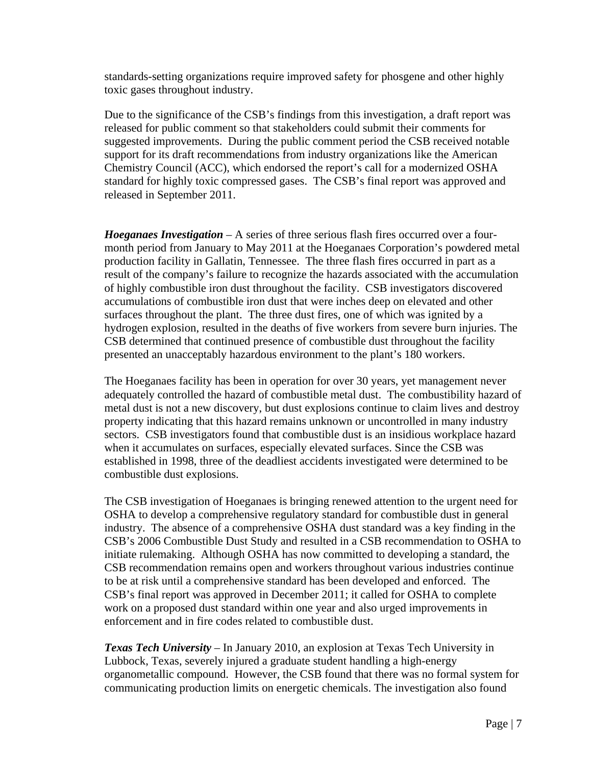standards-setting organizations require improved safety for phosgene and other highly toxic gases throughout industry.

Due to the significance of the CSB's findings from this investigation, a draft report was released for public comment so that stakeholders could submit their comments for suggested improvements. During the public comment period the CSB received notable support for its draft recommendations from industry organizations like the American Chemistry Council (ACC), which endorsed the report's call for a modernized OSHA standard for highly toxic compressed gases. The CSB's final report was approved and released in September 2011.

***Hoeganaes Investigation*** – A series of three serious flash fires occurred over a four-month period from January to May 2011 at the Hoeganaes Corporation's powdered metal production facility in Gallatin, Tennessee. The three flash fires occurred in part as a result of the company's failure to recognize the hazards associated with the accumulation of highly combustible iron dust throughout the facility. CSB investigators discovered accumulations of combustible iron dust that were inches deep on elevated and other surfaces throughout the plant. The three dust fires, one of which was ignited by a hydrogen explosion, resulted in the deaths of five workers from severe burn injuries. The CSB determined that continued presence of combustible dust throughout the facility presented an unacceptably hazardous environment to the plant's 180 workers.

The Hoeganaes facility has been in operation for over 30 years, yet management never adequately controlled the hazard of combustible metal dust. The combustibility hazard of metal dust is not a new discovery, but dust explosions continue to claim lives and destroy property indicating that this hazard remains unknown or uncontrolled in many industry sectors. CSB investigators found that combustible dust is an insidious workplace hazard when it accumulates on surfaces, especially elevated surfaces. Since the CSB was established in 1998, three of the deadliest accidents investigated were determined to be combustible dust explosions.

The CSB investigation of Hoeganaes is bringing renewed attention to the urgent need for OSHA to develop a comprehensive regulatory standard for combustible dust in general industry. The absence of a comprehensive OSHA dust standard was a key finding in the CSB's 2006 Combustible Dust Study and resulted in a CSB recommendation to OSHA to initiate rulemaking. Although OSHA has now committed to developing a standard, the CSB recommendation remains open and workers throughout various industries continue to be at risk until a comprehensive standard has been developed and enforced. The CSB's final report was approved in December 2011; it called for OSHA to complete work on a proposed dust standard within one year and also urged improvements in enforcement and in fire codes related to combustible dust.

***Texas Tech University*** – In January 2010, an explosion at Texas Tech University in Lubbock, Texas, severely injured a graduate student handling a high-energy organometallic compound. However, the CSB found that there was no formal system for communicating production limits on energetic chemicals. The investigation also found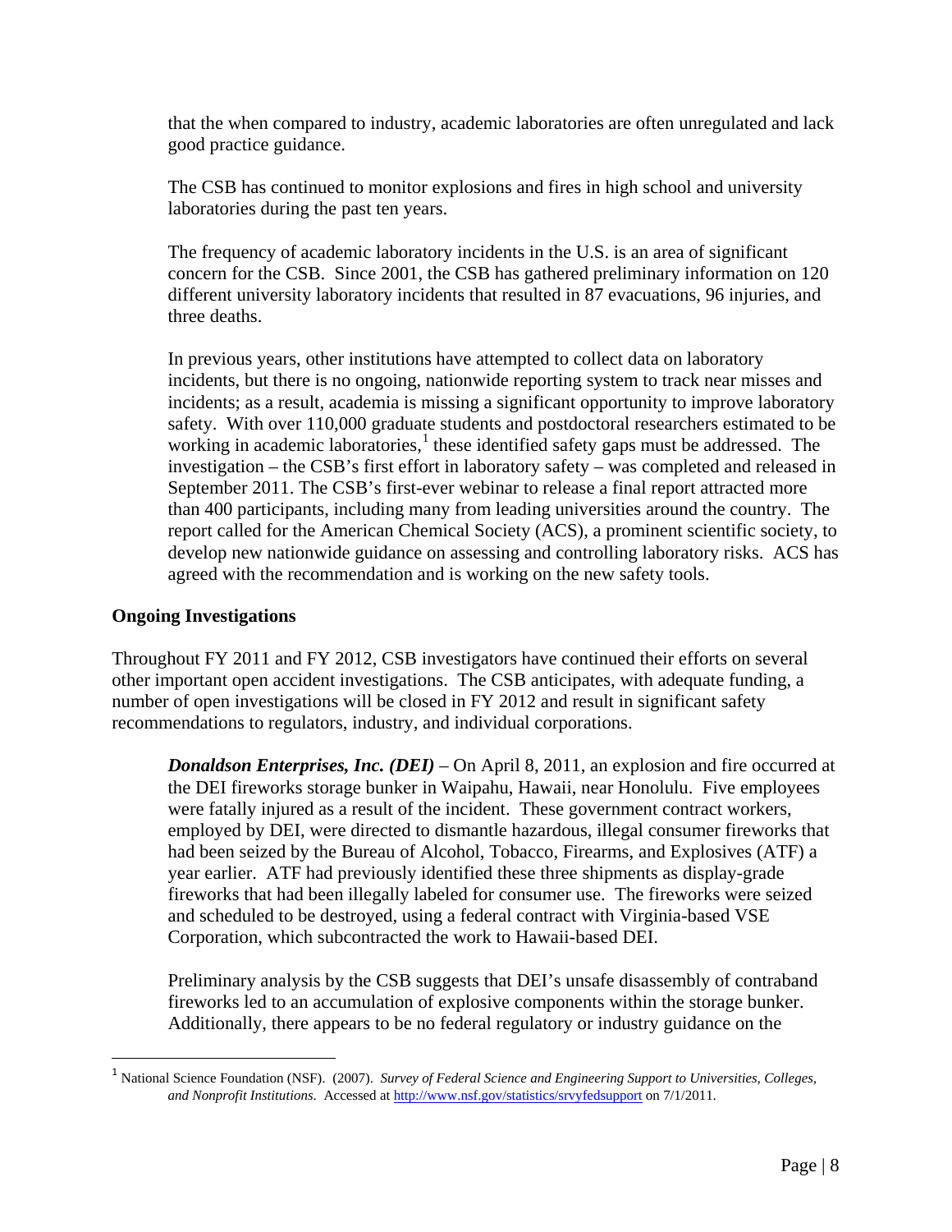that the when compared to industry, academic laboratories are often unregulated and lack good practice guidance.

The CSB has continued to monitor explosions and fires in high school and university laboratories during the past ten years.

The frequency of academic laboratory incidents in the U.S. is an area of significant concern for the CSB. Since 2001, the CSB has gathered preliminary information on 120 different university laboratory incidents that resulted in 87 evacuations, 96 injuries, and three deaths.

In previous years, other institutions have attempted to collect data on laboratory incidents, but there is no ongoing, nationwide reporting system to track near misses and incidents; as a result, academia is missing a significant opportunity to improve laboratory safety. With over 110,000 graduate students and postdoctoral researchers estimated to be working in academic laboratories,[1] these identified safety gaps must be addressed. The investigation – the CSB's first effort in laboratory safety – was completed and released in September 2011. The CSB's first-ever webinar to release a final report attracted more than 400 participants, including many from leading universities around the country. The report called for the American Chemical Society (ACS), a prominent scientific society, to develop new nationwide guidance on assessing and controlling laboratory risks. ACS has agreed with the recommendation and is working on the new safety tools.

## Ongoing Investigations

Throughout FY 2011 and FY 2012, CSB investigators have continued their efforts on several other important open accident investigations. The CSB anticipates, with adequate funding, a number of open investigations will be closed in FY 2012 and result in significant safety recommendations to regulators, industry, and individual corporations.

***Donaldson Enterprises, Inc. (DEI)*** – On April 8, 2011, an explosion and fire occurred at the DEI fireworks storage bunker in Waipahu, Hawaii, near Honolulu. Five employees were fatally injured as a result of the incident. These government contract workers, employed by DEI, were directed to dismantle hazardous, illegal consumer fireworks that had been seized by the Bureau of Alcohol, Tobacco, Firearms, and Explosives (ATF) a year earlier. ATF had previously identified these three shipments as display-grade fireworks that had been illegally labeled for consumer use. The fireworks were seized and scheduled to be destroyed, using a federal contract with Virginia-based VSE Corporation, which subcontracted the work to Hawaii-based DEI.

Preliminary analysis by the CSB suggests that DEI's unsafe disassembly of contraband fireworks led to an accumulation of explosive components within the storage bunker. Additionally, there appears to be no federal regulatory or industry guidance on the

---

[1] National Science Foundation (NSF). (2007). *Survey of Federal Science and Engineering Support to Universities, Colleges, and Nonprofit Institutions*. Accessed at http://www.nsf.gov/statistics/srvyfedsupport on 7/1/2011.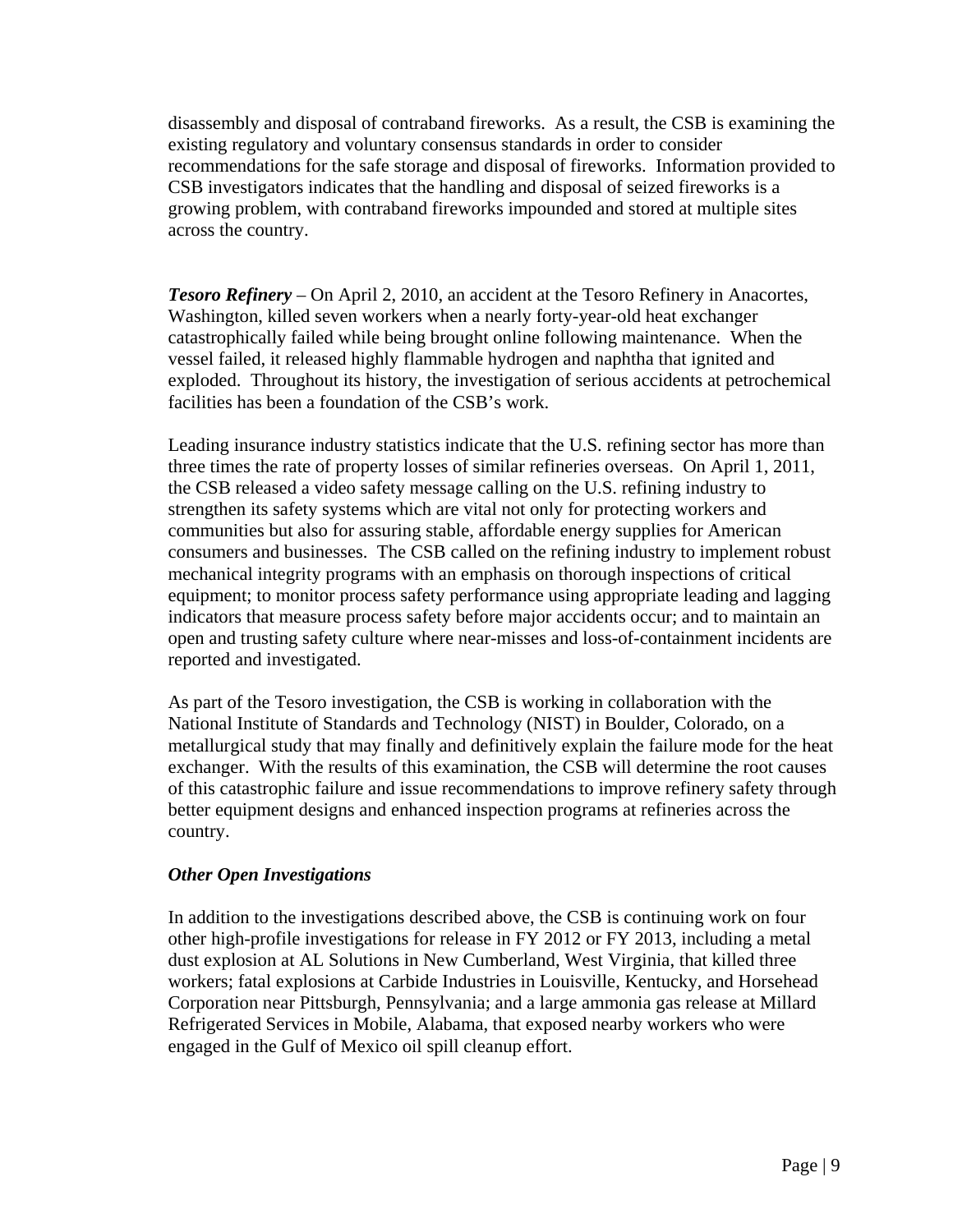disassembly and disposal of contraband fireworks. As a result, the CSB is examining the existing regulatory and voluntary consensus standards in order to consider recommendations for the safe storage and disposal of fireworks. Information provided to CSB investigators indicates that the handling and disposal of seized fireworks is a growing problem, with contraband fireworks impounded and stored at multiple sites across the country.

***Tesoro Refinery*** – On April 2, 2010, an accident at the Tesoro Refinery in Anacortes, Washington, killed seven workers when a nearly forty-year-old heat exchanger catastrophically failed while being brought online following maintenance. When the vessel failed, it released highly flammable hydrogen and naphtha that ignited and exploded. Throughout its history, the investigation of serious accidents at petrochemical facilities has been a foundation of the CSB's work.

Leading insurance industry statistics indicate that the U.S. refining sector has more than three times the rate of property losses of similar refineries overseas. On April 1, 2011, the CSB released a video safety message calling on the U.S. refining industry to strengthen its safety systems which are vital not only for protecting workers and communities but also for assuring stable, affordable energy supplies for American consumers and businesses. The CSB called on the refining industry to implement robust mechanical integrity programs with an emphasis on thorough inspections of critical equipment; to monitor process safety performance using appropriate leading and lagging indicators that measure process safety before major accidents occur; and to maintain an open and trusting safety culture where near-misses and loss-of-containment incidents are reported and investigated.

As part of the Tesoro investigation, the CSB is working in collaboration with the National Institute of Standards and Technology (NIST) in Boulder, Colorado, on a metallurgical study that may finally and definitively explain the failure mode for the heat exchanger. With the results of this examination, the CSB will determine the root causes of this catastrophic failure and issue recommendations to improve refinery safety through better equipment designs and enhanced inspection programs at refineries across the country.

***Other Open Investigations***

In addition to the investigations described above, the CSB is continuing work on four other high-profile investigations for release in FY 2012 or FY 2013, including a metal dust explosion at AL Solutions in New Cumberland, West Virginia, that killed three workers; fatal explosions at Carbide Industries in Louisville, Kentucky, and Horsehead Corporation near Pittsburgh, Pennsylvania; and a large ammonia gas release at Millard Refrigerated Services in Mobile, Alabama, that exposed nearby workers who were engaged in the Gulf of Mexico oil spill cleanup effort.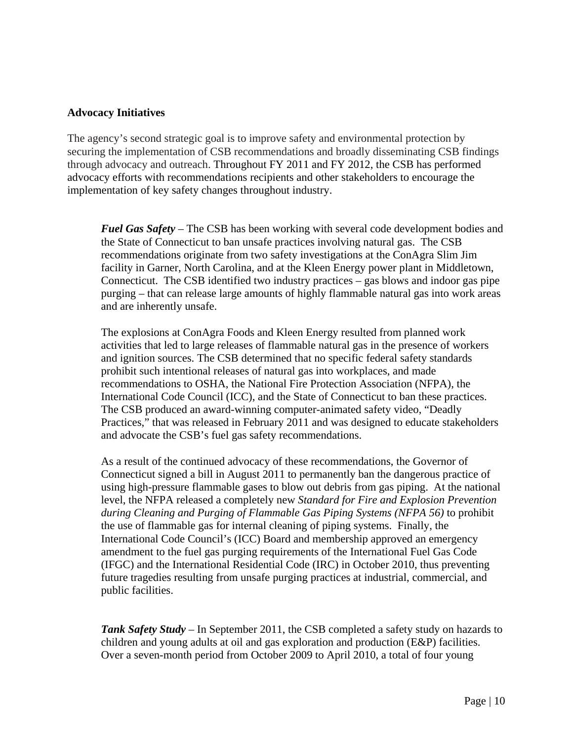**Advocacy Initiatives**

The agency's second strategic goal is to improve safety and environmental protection by securing the implementation of CSB recommendations and broadly disseminating CSB findings through advocacy and outreach. Throughout FY 2011 and FY 2012, the CSB has performed advocacy efforts with recommendations recipients and other stakeholders to encourage the implementation of key safety changes throughout industry.

***Fuel Gas Safety*** – The CSB has been working with several code development bodies and the State of Connecticut to ban unsafe practices involving natural gas. The CSB recommendations originate from two safety investigations at the ConAgra Slim Jim facility in Garner, North Carolina, and at the Kleen Energy power plant in Middletown, Connecticut. The CSB identified two industry practices – gas blows and indoor gas pipe purging – that can release large amounts of highly flammable natural gas into work areas and are inherently unsafe.

The explosions at ConAgra Foods and Kleen Energy resulted from planned work activities that led to large releases of flammable natural gas in the presence of workers and ignition sources. The CSB determined that no specific federal safety standards prohibit such intentional releases of natural gas into workplaces, and made recommendations to OSHA, the National Fire Protection Association (NFPA), the International Code Council (ICC), and the State of Connecticut to ban these practices. The CSB produced an award-winning computer-animated safety video, "Deadly Practices," that was released in February 2011 and was designed to educate stakeholders and advocate the CSB's fuel gas safety recommendations.

As a result of the continued advocacy of these recommendations, the Governor of Connecticut signed a bill in August 2011 to permanently ban the dangerous practice of using high-pressure flammable gases to blow out debris from gas piping. At the national level, the NFPA released a completely new *Standard for Fire and Explosion Prevention during Cleaning and Purging of Flammable Gas Piping Systems (NFPA 56)* to prohibit the use of flammable gas for internal cleaning of piping systems. Finally, the International Code Council's (ICC) Board and membership approved an emergency amendment to the fuel gas purging requirements of the International Fuel Gas Code (IFGC) and the International Residential Code (IRC) in October 2010, thus preventing future tragedies resulting from unsafe purging practices at industrial, commercial, and public facilities.

***Tank Safety Study*** – In September 2011, the CSB completed a safety study on hazards to children and young adults at oil and gas exploration and production (E&P) facilities. Over a seven-month period from October 2009 to April 2010, a total of four young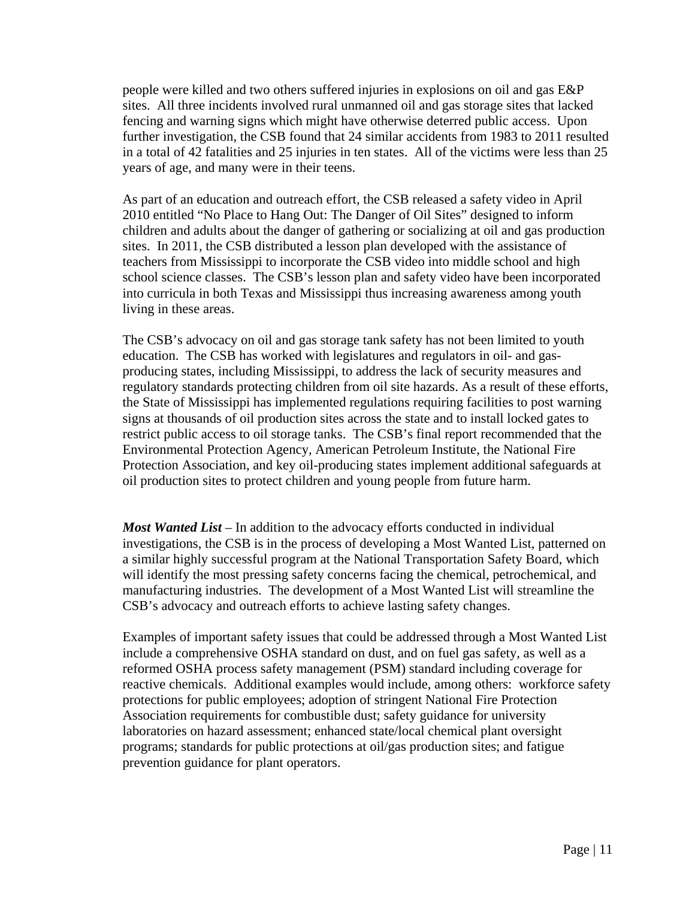people were killed and two others suffered injuries in explosions on oil and gas E&P sites. All three incidents involved rural unmanned oil and gas storage sites that lacked fencing and warning signs which might have otherwise deterred public access. Upon further investigation, the CSB found that 24 similar accidents from 1983 to 2011 resulted in a total of 42 fatalities and 25 injuries in ten states. All of the victims were less than 25 years of age, and many were in their teens.

As part of an education and outreach effort, the CSB released a safety video in April 2010 entitled "No Place to Hang Out: The Danger of Oil Sites" designed to inform children and adults about the danger of gathering or socializing at oil and gas production sites. In 2011, the CSB distributed a lesson plan developed with the assistance of teachers from Mississippi to incorporate the CSB video into middle school and high school science classes. The CSB's lesson plan and safety video have been incorporated into curricula in both Texas and Mississippi thus increasing awareness among youth living in these areas.

The CSB's advocacy on oil and gas storage tank safety has not been limited to youth education. The CSB has worked with legislatures and regulators in oil- and gas-producing states, including Mississippi, to address the lack of security measures and regulatory standards protecting children from oil site hazards. As a result of these efforts, the State of Mississippi has implemented regulations requiring facilities to post warning signs at thousands of oil production sites across the state and to install locked gates to restrict public access to oil storage tanks. The CSB's final report recommended that the Environmental Protection Agency, American Petroleum Institute, the National Fire Protection Association, and key oil-producing states implement additional safeguards at oil production sites to protect children and young people from future harm.

***Most Wanted List*** – In addition to the advocacy efforts conducted in individual investigations, the CSB is in the process of developing a Most Wanted List, patterned on a similar highly successful program at the National Transportation Safety Board, which will identify the most pressing safety concerns facing the chemical, petrochemical, and manufacturing industries. The development of a Most Wanted List will streamline the CSB's advocacy and outreach efforts to achieve lasting safety changes.

Examples of important safety issues that could be addressed through a Most Wanted List include a comprehensive OSHA standard on dust, and on fuel gas safety, as well as a reformed OSHA process safety management (PSM) standard including coverage for reactive chemicals. Additional examples would include, among others: workforce safety protections for public employees; adoption of stringent National Fire Protection Association requirements for combustible dust; safety guidance for university laboratories on hazard assessment; enhanced state/local chemical plant oversight programs; standards for public protections at oil/gas production sites; and fatigue prevention guidance for plant operators.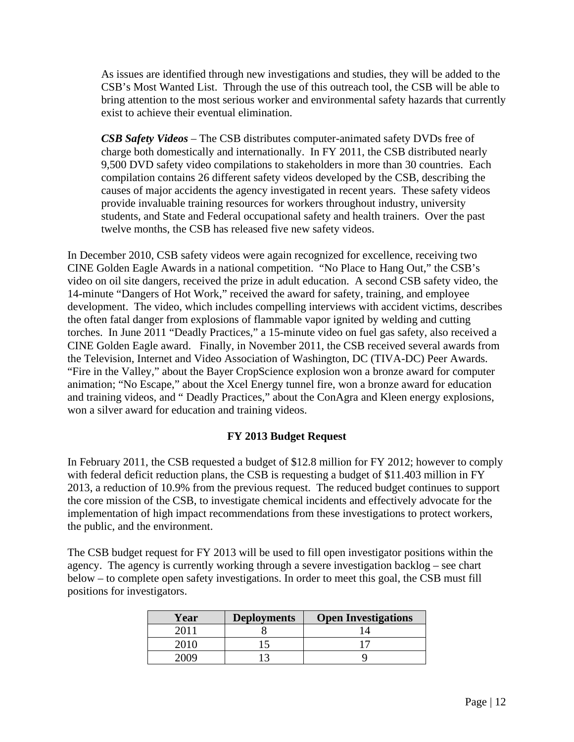As issues are identified through new investigations and studies, they will be added to the CSB's Most Wanted List. Through the use of this outreach tool, the CSB will be able to bring attention to the most serious worker and environmental safety hazards that currently exist to achieve their eventual elimination.

***CSB Safety Videos*** – The CSB distributes computer-animated safety DVDs free of charge both domestically and internationally. In FY 2011, the CSB distributed nearly 9,500 DVD safety video compilations to stakeholders in more than 30 countries. Each compilation contains 26 different safety videos developed by the CSB, describing the causes of major accidents the agency investigated in recent years. These safety videos provide invaluable training resources for workers throughout industry, university students, and State and Federal occupational safety and health trainers. Over the past twelve months, the CSB has released five new safety videos.

In December 2010, CSB safety videos were again recognized for excellence, receiving two CINE Golden Eagle Awards in a national competition. "No Place to Hang Out," the CSB's video on oil site dangers, received the prize in adult education. A second CSB safety video, the 14-minute "Dangers of Hot Work," received the award for safety, training, and employee development. The video, which includes compelling interviews with accident victims, describes the often fatal danger from explosions of flammable vapor ignited by welding and cutting torches. In June 2011 "Deadly Practices," a 15-minute video on fuel gas safety, also received a CINE Golden Eagle award. Finally, in November 2011, the CSB received several awards from the Television, Internet and Video Association of Washington, DC (TIVA-DC) Peer Awards. "Fire in the Valley," about the Bayer CropScience explosion won a bronze award for computer animation; "No Escape," about the Xcel Energy tunnel fire, won a bronze award for education and training videos, and " Deadly Practices," about the ConAgra and Kleen energy explosions, won a silver award for education and training videos.

## FY 2013 Budget Request

In February 2011, the CSB requested a budget of $12.8 million for FY 2012; however to comply with federal deficit reduction plans, the CSB is requesting a budget of $11.403 million in FY 2013, a reduction of 10.9% from the previous request. The reduced budget continues to support the core mission of the CSB, to investigate chemical incidents and effectively advocate for the implementation of high impact recommendations from these investigations to protect workers, the public, and the environment.

The CSB budget request for FY 2013 will be used to fill open investigator positions within the agency. The agency is currently working through a severe investigation backlog – see chart below – to complete open safety investigations. In order to meet this goal, the CSB must fill positions for investigators.

| Year | Deployments | Open Investigations |
|---|---|---|
| 2011 | 8 | 14 |
| 2010 | 15 | 17 |
| 2009 | 13 | 9 |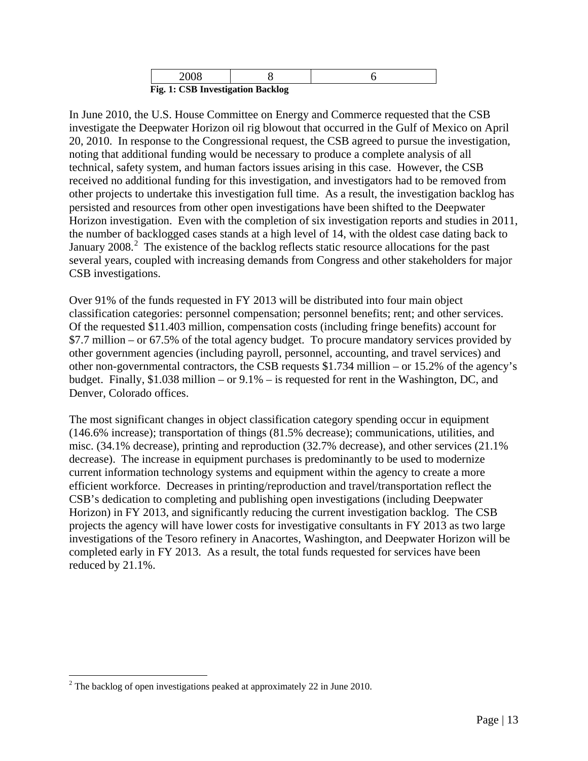| 2008 | 8 | 6 |
|---|---|---|

**Fig. 1: CSB Investigation Backlog**

In June 2010, the U.S. House Committee on Energy and Commerce requested that the CSB investigate the Deepwater Horizon oil rig blowout that occurred in the Gulf of Mexico on April 20, 2010. In response to the Congressional request, the CSB agreed to pursue the investigation, noting that additional funding would be necessary to produce a complete analysis of all technical, safety system, and human factors issues arising in this case. However, the CSB received no additional funding for this investigation, and investigators had to be removed from other projects to undertake this investigation full time. As a result, the investigation backlog has persisted and resources from other open investigations have been shifted to the Deepwater Horizon investigation. Even with the completion of six investigation reports and studies in 2011, the number of backlogged cases stands at a high level of 14, with the oldest case dating back to January 2008.[2] The existence of the backlog reflects static resource allocations for the past several years, coupled with increasing demands from Congress and other stakeholders for major CSB investigations.

Over 91% of the funds requested in FY 2013 will be distributed into four main object classification categories: personnel compensation; personnel benefits; rent; and other services. Of the requested $11.403 million, compensation costs (including fringe benefits) account for $7.7 million – or 67.5% of the total agency budget. To procure mandatory services provided by other government agencies (including payroll, personnel, accounting, and travel services) and other non-governmental contractors, the CSB requests $1.734 million – or 15.2% of the agency's budget. Finally, $1.038 million – or 9.1% – is requested for rent in the Washington, DC, and Denver, Colorado offices.

The most significant changes in object classification category spending occur in equipment (146.6% increase); transportation of things (81.5% decrease); communications, utilities, and misc. (34.1% decrease), printing and reproduction (32.7% decrease), and other services (21.1% decrease). The increase in equipment purchases is predominantly to be used to modernize current information technology systems and equipment within the agency to create a more efficient workforce. Decreases in printing/reproduction and travel/transportation reflect the CSB's dedication to completing and publishing open investigations (including Deepwater Horizon) in FY 2013, and significantly reducing the current investigation backlog. The CSB projects the agency will have lower costs for investigative consultants in FY 2013 as two large investigations of the Tesoro refinery in Anacortes, Washington, and Deepwater Horizon will be completed early in FY 2013. As a result, the total funds requested for services have been reduced by 21.1%.

[2] The backlog of open investigations peaked at approximately 22 in June 2010.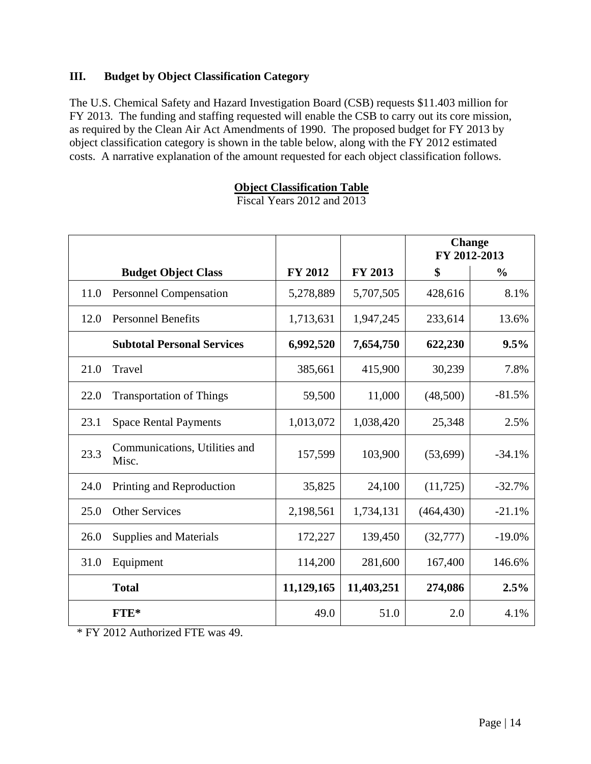## III. Budget by Object Classification Category

The U.S. Chemical Safety and Hazard Investigation Board (CSB) requests $11.403 million for FY 2013. The funding and staffing requested will enable the CSB to carry out its core mission, as required by the Clean Air Act Amendments of 1990. The proposed budget for FY 2013 by object classification category is shown in the table below, along with the FY 2012 estimated costs. A narrative explanation of the amount requested for each object classification follows.

**Object Classification Table**

Fiscal Years 2012 and 2013

| | | | | Change FY 2012-2013 | |
|---|---|---|---|---|---|
| | **Budget Object Class** | **FY 2012** | **FY 2013** | **$** | **%** |
| 11.0 | Personnel Compensation | 5,278,889 | 5,707,505 | 428,616 | 8.1% |
| 12.0 | Personnel Benefits | 1,713,631 | 1,947,245 | 233,614 | 13.6% |
| | **Subtotal Personal Services** | **6,992,520** | **7,654,750** | **622,230** | **9.5%** |
| 21.0 | Travel | 385,661 | 415,900 | 30,239 | 7.8% |
| 22.0 | Transportation of Things | 59,500 | 11,000 | (48,500) | -81.5% |
| 23.1 | Space Rental Payments | 1,013,072 | 1,038,420 | 25,348 | 2.5% |
| 23.3 | Communications, Utilities and Misc. | 157,599 | 103,900 | (53,699) | -34.1% |
| 24.0 | Printing and Reproduction | 35,825 | 24,100 | (11,725) | -32.7% |
| 25.0 | Other Services | 2,198,561 | 1,734,131 | (464,430) | -21.1% |
| 26.0 | Supplies and Materials | 172,227 | 139,450 | (32,777) | -19.0% |
| 31.0 | Equipment | 114,200 | 281,600 | 167,400 | 146.6% |
| | **Total** | **11,129,165** | **11,403,251** | **274,086** | **2.5%** |
| | **FTE*** | 49.0 | 51.0 | 2.0 | 4.1% |

* FY 2012 Authorized FTE was 49.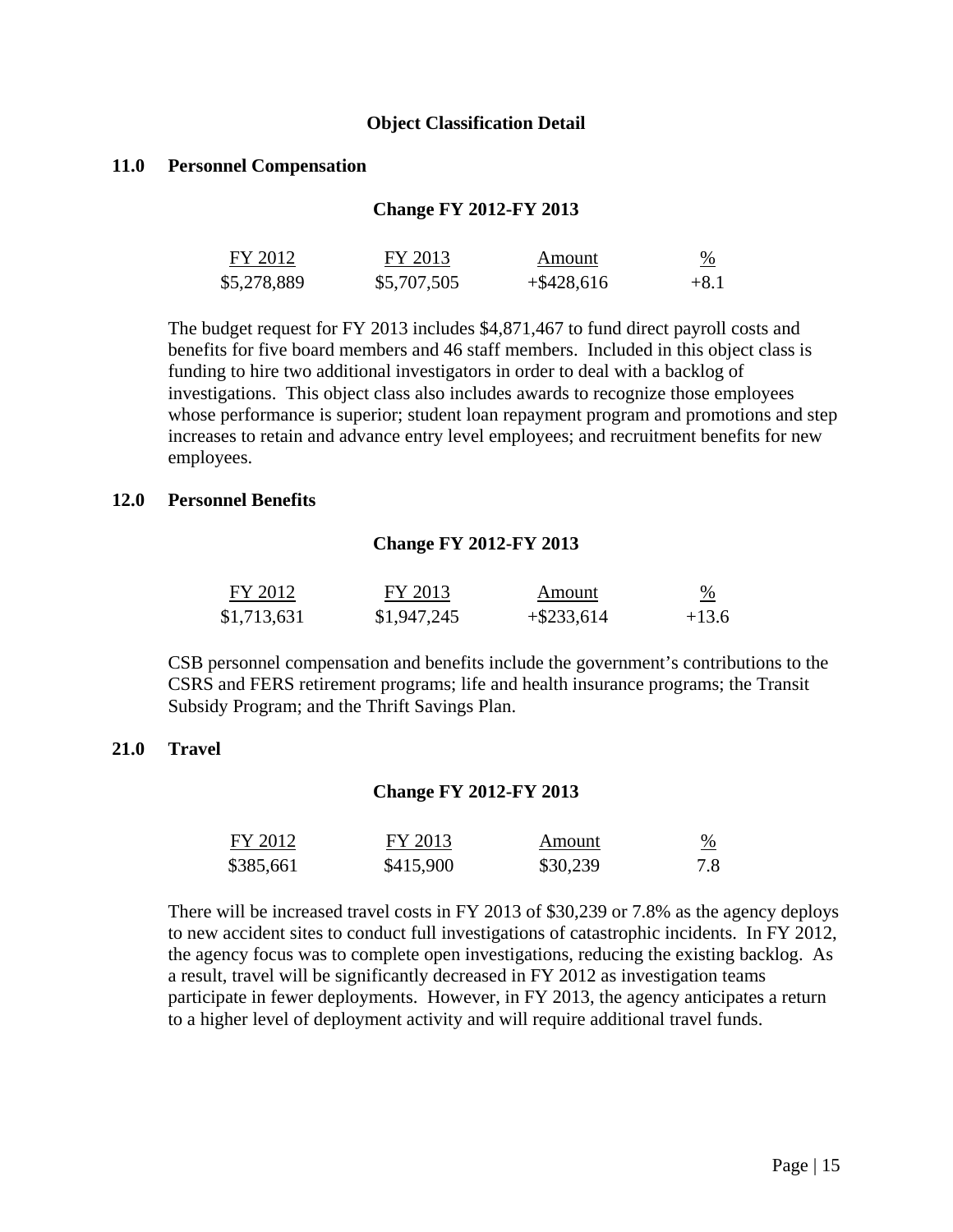## Object Classification Detail

### 11.0 Personnel Compensation

**Change FY 2012-FY 2013**

| FY 2012 | FY 2013 | Amount | % |
|---|---|---|---|
| $5,278,889 | $5,707,505 | +$428,616 | +8.1 |

The budget request for FY 2013 includes $4,871,467 to fund direct payroll costs and benefits for five board members and 46 staff members. Included in this object class is funding to hire two additional investigators in order to deal with a backlog of investigations. This object class also includes awards to recognize those employees whose performance is superior; student loan repayment program and promotions and step increases to retain and advance entry level employees; and recruitment benefits for new employees.

### 12.0 Personnel Benefits

**Change FY 2012-FY 2013**

| FY 2012 | FY 2013 | Amount | % |
|---|---|---|---|
| $1,713,631 | $1,947,245 | +$233,614 | +13.6 |

CSB personnel compensation and benefits include the government's contributions to the CSRS and FERS retirement programs; life and health insurance programs; the Transit Subsidy Program; and the Thrift Savings Plan.

### 21.0 Travel

**Change FY 2012-FY 2013**

| FY 2012 | FY 2013 | Amount | % |
|---|---|---|---|
| $385,661 | $415,900 | $30,239 | 7.8 |

There will be increased travel costs in FY 2013 of $30,239 or 7.8% as the agency deploys to new accident sites to conduct full investigations of catastrophic incidents. In FY 2012, the agency focus was to complete open investigations, reducing the existing backlog. As a result, travel will be significantly decreased in FY 2012 as investigation teams participate in fewer deployments. However, in FY 2013, the agency anticipates a return to a higher level of deployment activity and will require additional travel funds.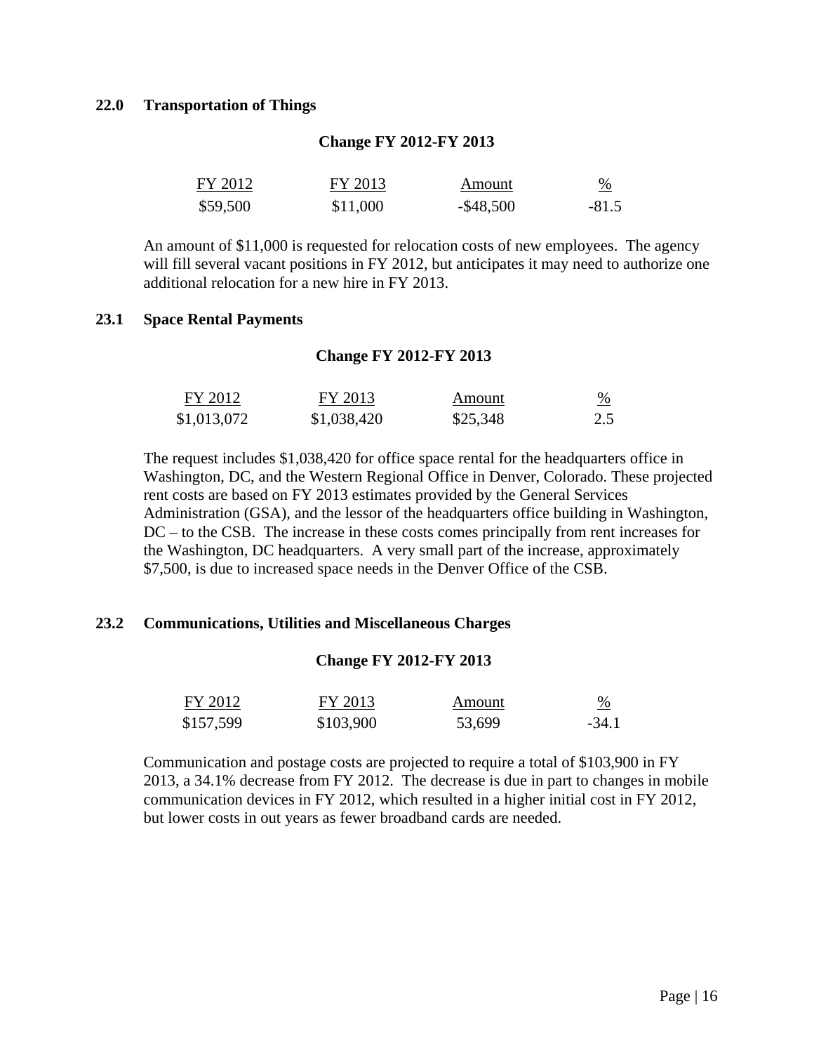### 22.0 Transportation of Things

**Change FY 2012-FY 2013**

| FY 2012 | FY 2013 | Amount | % |
|---|---|---|---|
| $59,500 | $11,000 | -$48,500 | -81.5 |

An amount of $11,000 is requested for relocation costs of new employees. The agency will fill several vacant positions in FY 2012, but anticipates it may need to authorize one additional relocation for a new hire in FY 2013.

### 23.1 Space Rental Payments

**Change FY 2012-FY 2013**

| FY 2012 | FY 2013 | Amount | % |
|---|---|---|---|
| $1,013,072 | $1,038,420 | $25,348 | 2.5 |

The request includes $1,038,420 for office space rental for the headquarters office in Washington, DC, and the Western Regional Office in Denver, Colorado. These projected rent costs are based on FY 2013 estimates provided by the General Services Administration (GSA), and the lessor of the headquarters office building in Washington, DC – to the CSB. The increase in these costs comes principally from rent increases for the Washington, DC headquarters. A very small part of the increase, approximately $7,500, is due to increased space needs in the Denver Office of the CSB.

### 23.2 Communications, Utilities and Miscellaneous Charges

**Change FY 2012-FY 2013**

| FY 2012 | FY 2013 | Amount | % |
|---|---|---|---|
| $157,599 | $103,900 | 53,699 | -34.1 |

Communication and postage costs are projected to require a total of $103,900 in FY 2013, a 34.1% decrease from FY 2012. The decrease is due in part to changes in mobile communication devices in FY 2012, which resulted in a higher initial cost in FY 2012, but lower costs in out years as fewer broadband cards are needed.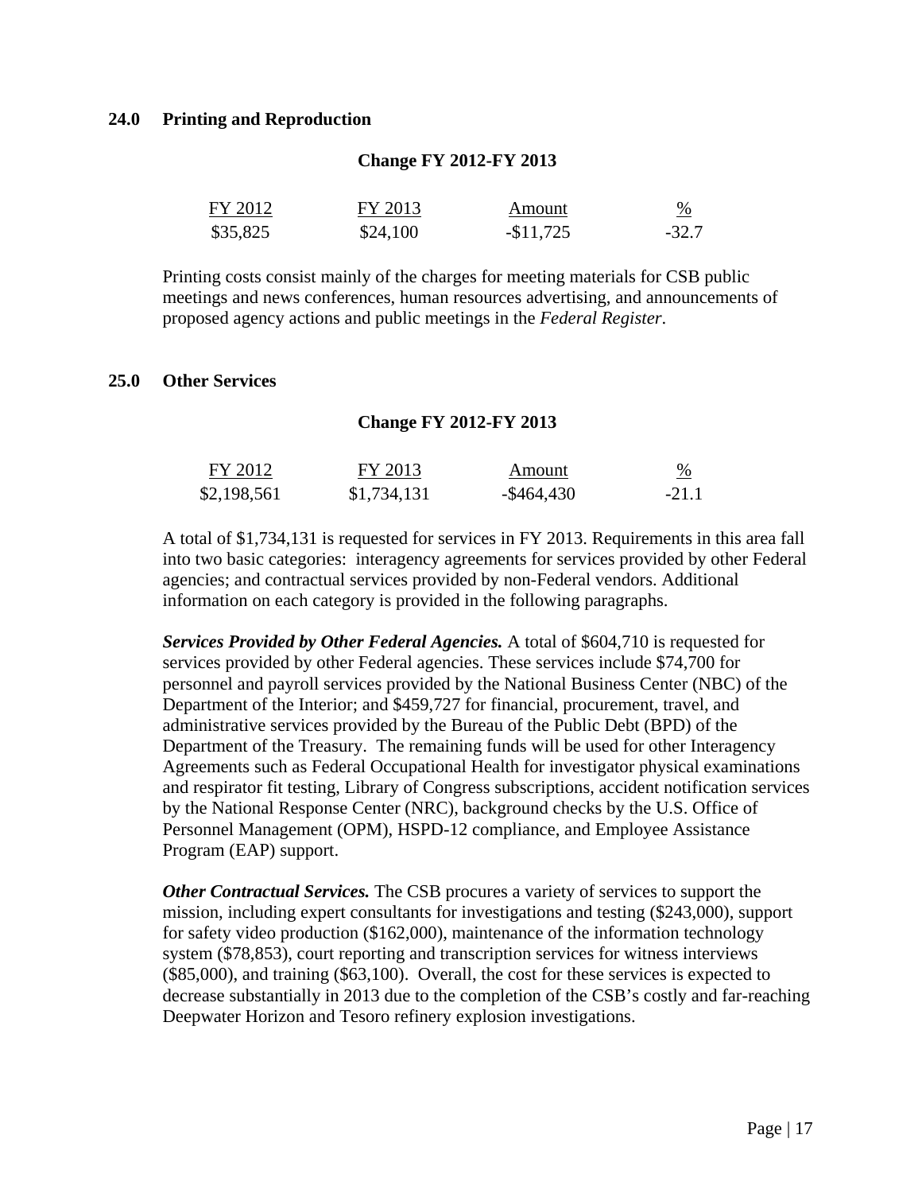### 24.0 Printing and Reproduction

**Change FY 2012-FY 2013**

| FY 2012 | FY 2013 | Amount | % |
|---|---|---|---|
| $35,825 | $24,100 | -$11,725 | -32.7 |

Printing costs consist mainly of the charges for meeting materials for CSB public meetings and news conferences, human resources advertising, and announcements of proposed agency actions and public meetings in the *Federal Register*.

### 25.0 Other Services

**Change FY 2012-FY 2013**

| FY 2012 | FY 2013 | Amount | % |
|---|---|---|---|
| $2,198,561 | $1,734,131 | -$464,430 | -21.1 |

A total of $1,734,131 is requested for services in FY 2013. Requirements in this area fall into two basic categories: interagency agreements for services provided by other Federal agencies; and contractual services provided by non-Federal vendors. Additional information on each category is provided in the following paragraphs.

***Services Provided by Other Federal Agencies.*** A total of $604,710 is requested for services provided by other Federal agencies. These services include $74,700 for personnel and payroll services provided by the National Business Center (NBC) of the Department of the Interior; and $459,727 for financial, procurement, travel, and administrative services provided by the Bureau of the Public Debt (BPD) of the Department of the Treasury. The remaining funds will be used for other Interagency Agreements such as Federal Occupational Health for investigator physical examinations and respirator fit testing, Library of Congress subscriptions, accident notification services by the National Response Center (NRC), background checks by the U.S. Office of Personnel Management (OPM), HSPD-12 compliance, and Employee Assistance Program (EAP) support.

***Other Contractual Services.*** The CSB procures a variety of services to support the mission, including expert consultants for investigations and testing ($243,000), support for safety video production ($162,000), maintenance of the information technology system ($78,853), court reporting and transcription services for witness interviews ($85,000), and training ($63,100). Overall, the cost for these services is expected to decrease substantially in 2013 due to the completion of the CSB's costly and far-reaching Deepwater Horizon and Tesoro refinery explosion investigations.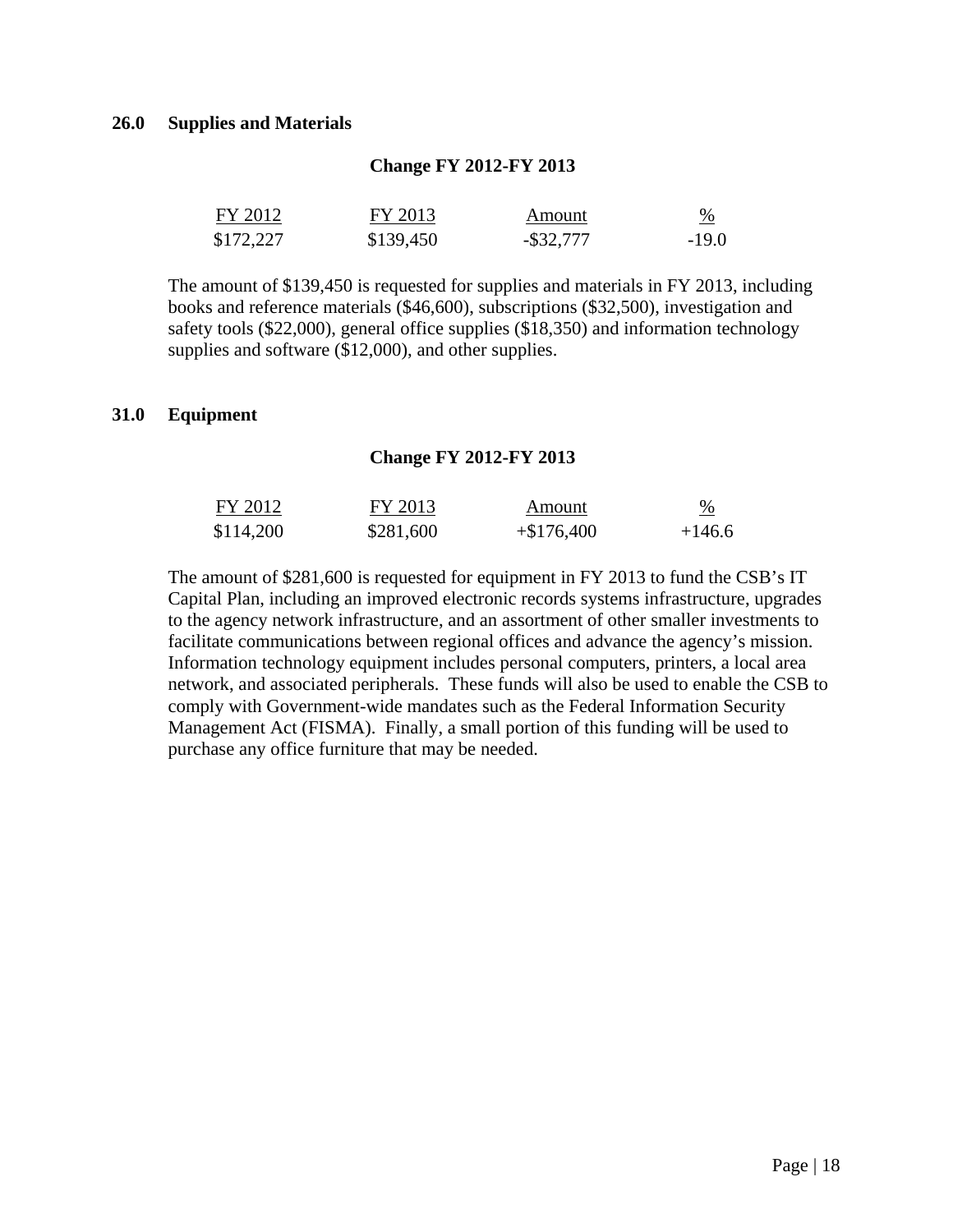### 26.0 Supplies and Materials

**Change FY 2012-FY 2013**

| FY 2012 | FY 2013 | Amount | % |
|---|---|---|---|
| $172,227 | $139,450 | -$32,777 | -19.0 |

The amount of $139,450 is requested for supplies and materials in FY 2013, including books and reference materials ($46,600), subscriptions ($32,500), investigation and safety tools ($22,000), general office supplies ($18,350) and information technology supplies and software ($12,000), and other supplies.

### 31.0 Equipment

**Change FY 2012-FY 2013**

| FY 2012 | FY 2013 | Amount | % |
|---|---|---|---|
| $114,200 | $281,600 | +$176,400 | +146.6 |

The amount of $281,600 is requested for equipment in FY 2013 to fund the CSB's IT Capital Plan, including an improved electronic records systems infrastructure, upgrades to the agency network infrastructure, and an assortment of other smaller investments to facilitate communications between regional offices and advance the agency's mission. Information technology equipment includes personal computers, printers, a local area network, and associated peripherals. These funds will also be used to enable the CSB to comply with Government-wide mandates such as the Federal Information Security Management Act (FISMA). Finally, a small portion of this funding will be used to purchase any office furniture that may be needed.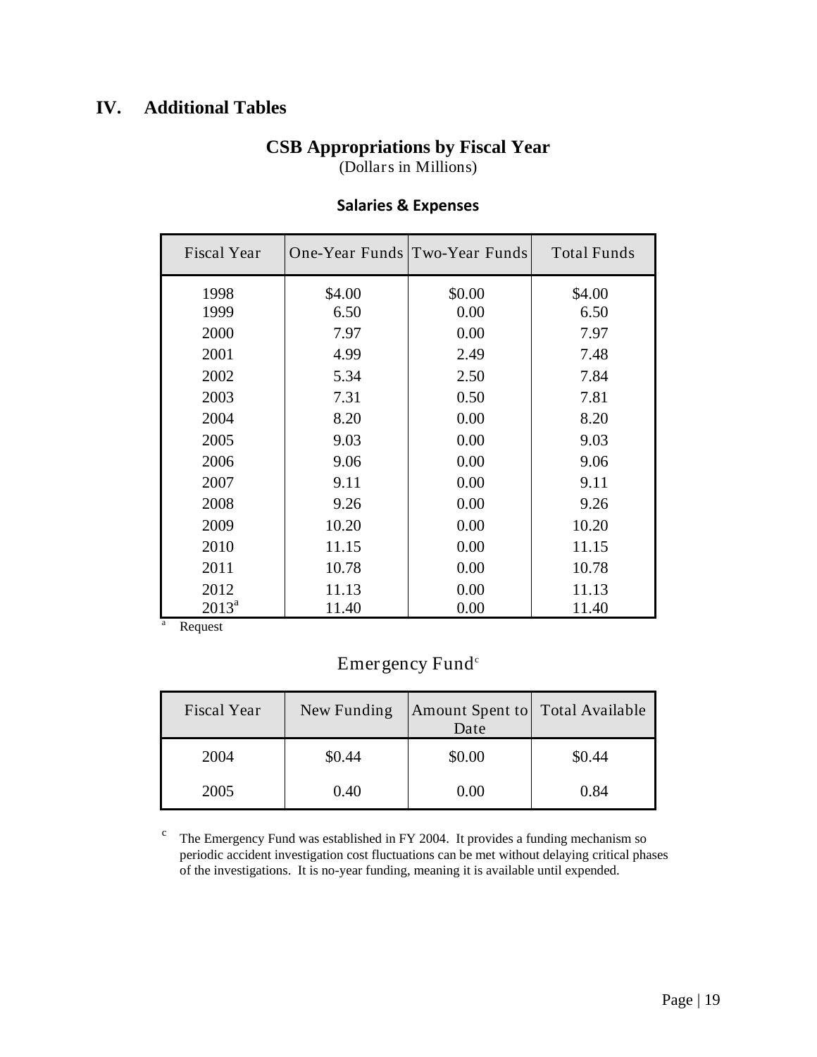# IV. Additional Tables

## CSB Appropriations by Fiscal Year

(Dollars in Millions)

### Salaries & Expenses

| Fiscal Year | One-Year Funds | Two-Year Funds | Total Funds |
|---|---|---|---|
| 1998 | $4.00 | $0.00 | $4.00 |
| 1999 | 6.50 | 0.00 | 6.50 |
| 2000 | 7.97 | 0.00 | 7.97 |
| 2001 | 4.99 | 2.49 | 7.48 |
| 2002 | 5.34 | 2.50 | 7.84 |
| 2003 | 7.31 | 0.50 | 7.81 |
| 2004 | 8.20 | 0.00 | 8.20 |
| 2005 | 9.03 | 0.00 | 9.03 |
| 2006 | 9.06 | 0.00 | 9.06 |
| 2007 | 9.11 | 0.00 | 9.11 |
| 2008 | 9.26 | 0.00 | 9.26 |
| 2009 | 10.20 | 0.00 | 10.20 |
| 2010 | 11.15 | 0.00 | 11.15 |
| 2011 | 10.78 | 0.00 | 10.78 |
| 2012 | 11.13 | 0.00 | 11.13 |
| 2013[a] | 11.40 | 0.00 | 11.40 |

[a] Request

### Emergency Fund[c]

| Fiscal Year | New Funding | Amount Spent to Date | Total Available |
|---|---|---|---|
| 2004 | $0.44 | $0.00 | $0.44 |
| 2005 | 0.40 | 0.00 | 0.84 |

[c] The Emergency Fund was established in FY 2004. It provides a funding mechanism so periodic accident investigation cost fluctuations can be met without delaying critical phases of the investigations. It is no-year funding, meaning it is available until expended.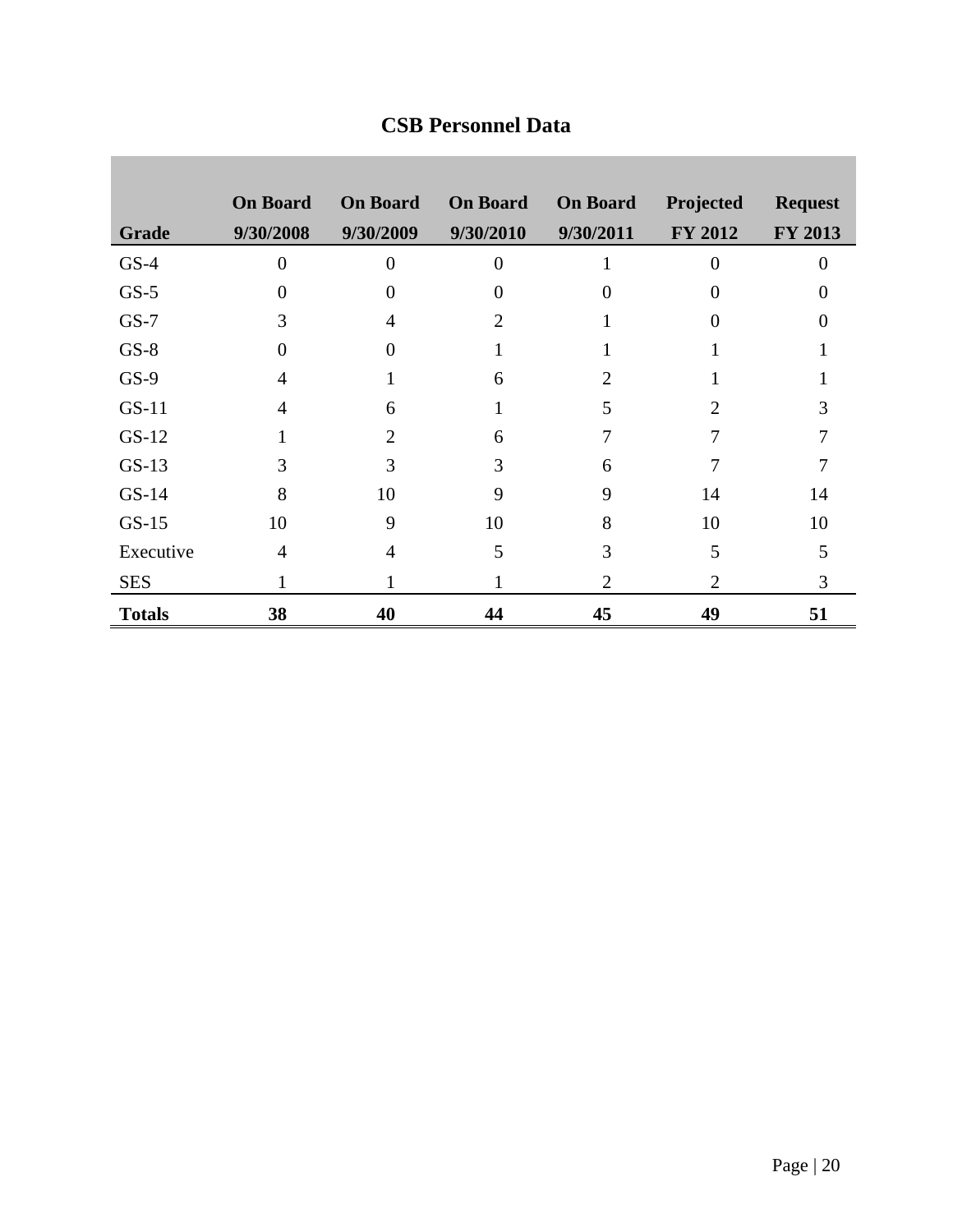# CSB Personnel Data

| Grade | On Board 9/30/2008 | On Board 9/30/2009 | On Board 9/30/2010 | On Board 9/30/2011 | Projected FY 2012 | Request FY 2013 |
|---|---|---|---|---|---|---|
| GS-4 | 0 | 0 | 0 | 1 | 0 | 0 |
| GS-5 | 0 | 0 | 0 | 0 | 0 | 0 |
| GS-7 | 3 | 4 | 2 | 1 | 0 | 0 |
| GS-8 | 0 | 0 | 1 | 1 | 1 | 1 |
| GS-9 | 4 | 1 | 6 | 2 | 1 | 1 |
| GS-11 | 4 | 6 | 1 | 5 | 2 | 3 |
| GS-12 | 1 | 2 | 6 | 7 | 7 | 7 |
| GS-13 | 3 | 3 | 3 | 6 | 7 | 7 |
| GS-14 | 8 | 10 | 9 | 9 | 14 | 14 |
| GS-15 | 10 | 9 | 10 | 8 | 10 | 10 |
| Executive | 4 | 4 | 5 | 3 | 5 | 5 |
| SES | 1 | 1 | 1 | 2 | 2 | 3 |
| **Totals** | **38** | **40** | **44** | **45** | **49** | **51** |